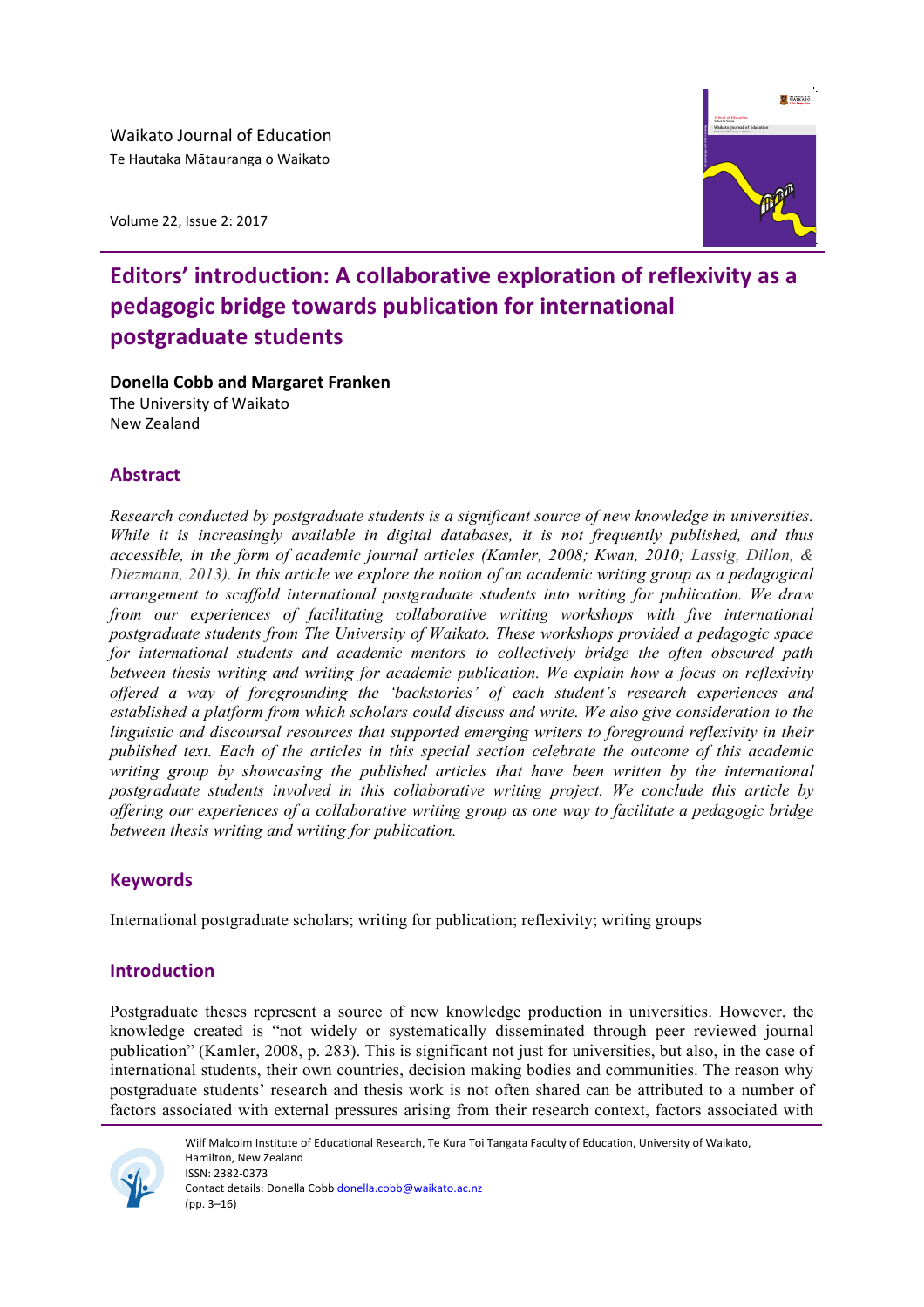Waikato Journal of Education

Te Hautaka Mātauranga o Waikato

# Editors' introduction: A collaborative exploration of reflexivity as a pedagogic bridge towards publication for international postgraduate students

**Donella Cobb and Margaret Franken**

The University of Waikato

New Zealand

## Abstract

*Research conducted by postgraduate students is a significant source of new knowledge in universities. While it is increasingly available in digital databases, it is not frequently published, and thus accessible, in the form of academic journal articles (Kamler, 2008; Kwan, 2010; Lassig, Dillon, & Diezmann, 2013). In this article we explore the notion of an academic writing group as a pedagogical arrangement to scaffold international postgraduate students into writing for publication. We draw from our experiences of facilitating collaborative writing workshops with five international postgraduate students from The University of Waikato. These workshops provided a pedagogic space for international students and academic mentors to collectively bridge the often obscured path between thesis writing and writing for academic publication. We explain how a focus on reflexivity offered a way of foregrounding the 'backstories' of each student's research experiences and established a platform from which scholars could discuss and write. We also give consideration to the linguistic and discoursal resources that supported emerging writers to foreground reflexivity in their published text. Each of the articles in this special section celebrate the outcome of this academic writing group by showcasing the published articles that have been written by the international postgraduate students involved in this collaborative writing project. We conclude this article by offering our experiences of a collaborative writing group as one way to facilitate a pedagogic bridge between thesis writing and writing for publication.*

## Keywords

International postgraduate scholars; writing for publication; reflexivity; writing groups

## Introduction

Postgraduate theses represent a source of new knowledge production in universities. However, the knowledge created is "not widely or systematically disseminated through peer reviewed journal publication" (Kamler, 2008, p. 283). This is significant not just for universities, but also, in the case of international students, their own countries, decision making bodies and communities. The reason why postgraduate students' research and thesis work is not often shared can be attributed to a number of factors associated with external pressures arising from their research context, factors associated with

Wilf Malcolm Institute of Educational Research, Te Kura Toi Tangata Faculty of Education, University of Waikato, Hamilton, New Zealand

ISSN: 2382-0373

Contact details: Donella Cobb donella.cobb@waikato.ac.nz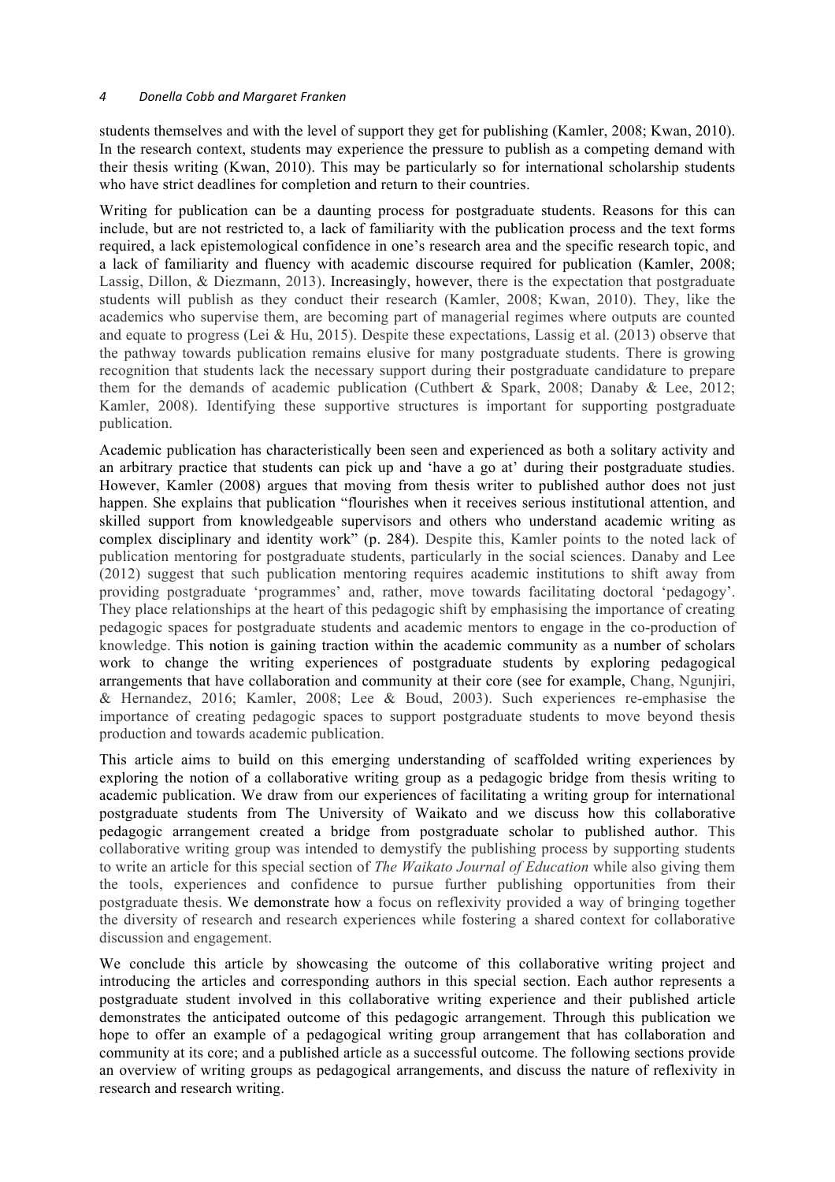students themselves and with the level of support they get for publishing (Kamler, 2008; Kwan, 2010). In the research context, students may experience the pressure to publish as a competing demand with their thesis writing (Kwan, 2010). This may be particularly so for international scholarship students who have strict deadlines for completion and return to their countries.

Writing for publication can be a daunting process for postgraduate students. Reasons for this can include, but are not restricted to, a lack of familiarity with the publication process and the text forms required, a lack epistemological confidence in one's research area and the specific research topic, and a lack of familiarity and fluency with academic discourse required for publication (Kamler, 2008; Lassig, Dillon, & Diezmann, 2013). Increasingly, however, there is the expectation that postgraduate students will publish as they conduct their research (Kamler, 2008; Kwan, 2010). They, like the academics who supervise them, are becoming part of managerial regimes where outputs are counted and equate to progress (Lei & Hu, 2015). Despite these expectations, Lassig et al. (2013) observe that the pathway towards publication remains elusive for many postgraduate students. There is growing recognition that students lack the necessary support during their postgraduate candidature to prepare them for the demands of academic publication (Cuthbert & Spark, 2008; Danaby & Lee, 2012; Kamler, 2008). Identifying these supportive structures is important for supporting postgraduate publication.

Academic publication has characteristically been seen and experienced as both a solitary activity and an arbitrary practice that students can pick up and 'have a go at' during their postgraduate studies. However, Kamler (2008) argues that moving from thesis writer to published author does not just happen. She explains that publication "flourishes when it receives serious institutional attention, and skilled support from knowledgeable supervisors and others who understand academic writing as complex disciplinary and identity work" (p. 284). Despite this, Kamler points to the noted lack of publication mentoring for postgraduate students, particularly in the social sciences. Danaby and Lee (2012) suggest that such publication mentoring requires academic institutions to shift away from providing postgraduate 'programmes' and, rather, move towards facilitating doctoral 'pedagogy'. They place relationships at the heart of this pedagogic shift by emphasising the importance of creating pedagogic spaces for postgraduate students and academic mentors to engage in the co-production of knowledge. This notion is gaining traction within the academic community as a number of scholars work to change the writing experiences of postgraduate students by exploring pedagogical arrangements that have collaboration and community at their core (see for example, Chang, Ngunjiri, & Hernandez, 2016; Kamler, 2008; Lee & Boud, 2003). Such experiences re-emphasise the importance of creating pedagogic spaces to support postgraduate students to move beyond thesis production and towards academic publication.

This article aims to build on this emerging understanding of scaffolded writing experiences by exploring the notion of a collaborative writing group as a pedagogic bridge from thesis writing to academic publication. We draw from our experiences of facilitating a writing group for international postgraduate students from The University of Waikato and we discuss how this collaborative pedagogic arrangement created a bridge from postgraduate scholar to published author. This collaborative writing group was intended to demystify the publishing process by supporting students to write an article for this special section of *The Waikato Journal of Education* while also giving them the tools, experiences and confidence to pursue further publishing opportunities from their postgraduate thesis. We demonstrate how a focus on reflexivity provided a way of bringing together the diversity of research and research experiences while fostering a shared context for collaborative discussion and engagement.

We conclude this article by showcasing the outcome of this collaborative writing project and introducing the articles and corresponding authors in this special section. Each author represents a postgraduate student involved in this collaborative writing experience and their published article demonstrates the anticipated outcome of this pedagogic arrangement. Through this publication we hope to offer an example of a pedagogical writing group arrangement that has collaboration and community at its core; and a published article as a successful outcome. The following sections provide an overview of writing groups as pedagogical arrangements, and discuss the nature of reflexivity in research and research writing.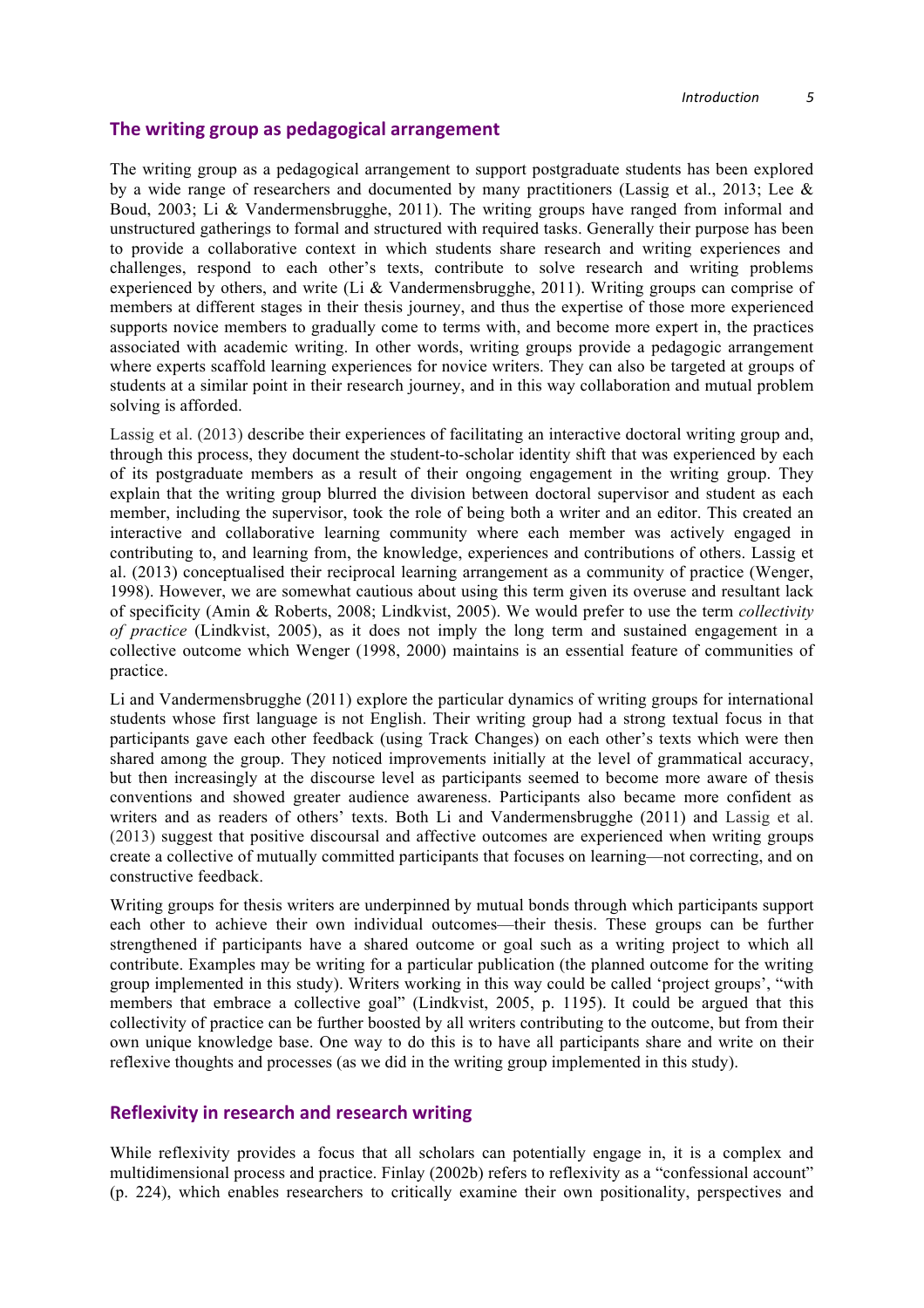## The writing group as pedagogical arrangement

The writing group as a pedagogical arrangement to support postgraduate students has been explored by a wide range of researchers and documented by many practitioners (Lassig et al., 2013; Lee & Boud, 2003; Li & Vandermensbrugghe, 2011). The writing groups have ranged from informal and unstructured gatherings to formal and structured with required tasks. Generally their purpose has been to provide a collaborative context in which students share research and writing experiences and challenges, respond to each other's texts, contribute to solve research and writing problems experienced by others, and write (Li & Vandermensbrugghe, 2011). Writing groups can comprise of members at different stages in their thesis journey, and thus the expertise of those more experienced supports novice members to gradually come to terms with, and become more expert in, the practices associated with academic writing. In other words, writing groups provide a pedagogic arrangement where experts scaffold learning experiences for novice writers. They can also be targeted at groups of students at a similar point in their research journey, and in this way collaboration and mutual problem solving is afforded.

Lassig et al. (2013) describe their experiences of facilitating an interactive doctoral writing group and, through this process, they document the student-to-scholar identity shift that was experienced by each of its postgraduate members as a result of their ongoing engagement in the writing group. They explain that the writing group blurred the division between doctoral supervisor and student as each member, including the supervisor, took the role of being both a writer and an editor. This created an interactive and collaborative learning community where each member was actively engaged in contributing to, and learning from, the knowledge, experiences and contributions of others. Lassig et al. (2013) conceptualised their reciprocal learning arrangement as a community of practice (Wenger, 1998). However, we are somewhat cautious about using this term given its overuse and resultant lack of specificity (Amin & Roberts, 2008; Lindkvist, 2005). We would prefer to use the term *collectivity of practice* (Lindkvist, 2005), as it does not imply the long term and sustained engagement in a collective outcome which Wenger (1998, 2000) maintains is an essential feature of communities of practice.

Li and Vandermensbrugghe (2011) explore the particular dynamics of writing groups for international students whose first language is not English. Their writing group had a strong textual focus in that participants gave each other feedback (using Track Changes) on each other's texts which were then shared among the group. They noticed improvements initially at the level of grammatical accuracy, but then increasingly at the discourse level as participants seemed to become more aware of thesis conventions and showed greater audience awareness. Participants also became more confident as writers and as readers of others' texts. Both Li and Vandermensbrugghe (2011) and Lassig et al. (2013) suggest that positive discoursal and affective outcomes are experienced when writing groups create a collective of mutually committed participants that focuses on learning—not correcting, and on constructive feedback.

Writing groups for thesis writers are underpinned by mutual bonds through which participants support each other to achieve their own individual outcomes—their thesis. These groups can be further strengthened if participants have a shared outcome or goal such as a writing project to which all contribute. Examples may be writing for a particular publication (the planned outcome for the writing group implemented in this study). Writers working in this way could be called 'project groups', "with members that embrace a collective goal" (Lindkvist, 2005, p. 1195). It could be argued that this collectivity of practice can be further boosted by all writers contributing to the outcome, but from their own unique knowledge base. One way to do this is to have all participants share and write on their reflexive thoughts and processes (as we did in the writing group implemented in this study).

## Reflexivity in research and research writing

While reflexivity provides a focus that all scholars can potentially engage in, it is a complex and multidimensional process and practice. Finlay (2002b) refers to reflexivity as a "confessional account" (p. 224), which enables researchers to critically examine their own positionality, perspectives and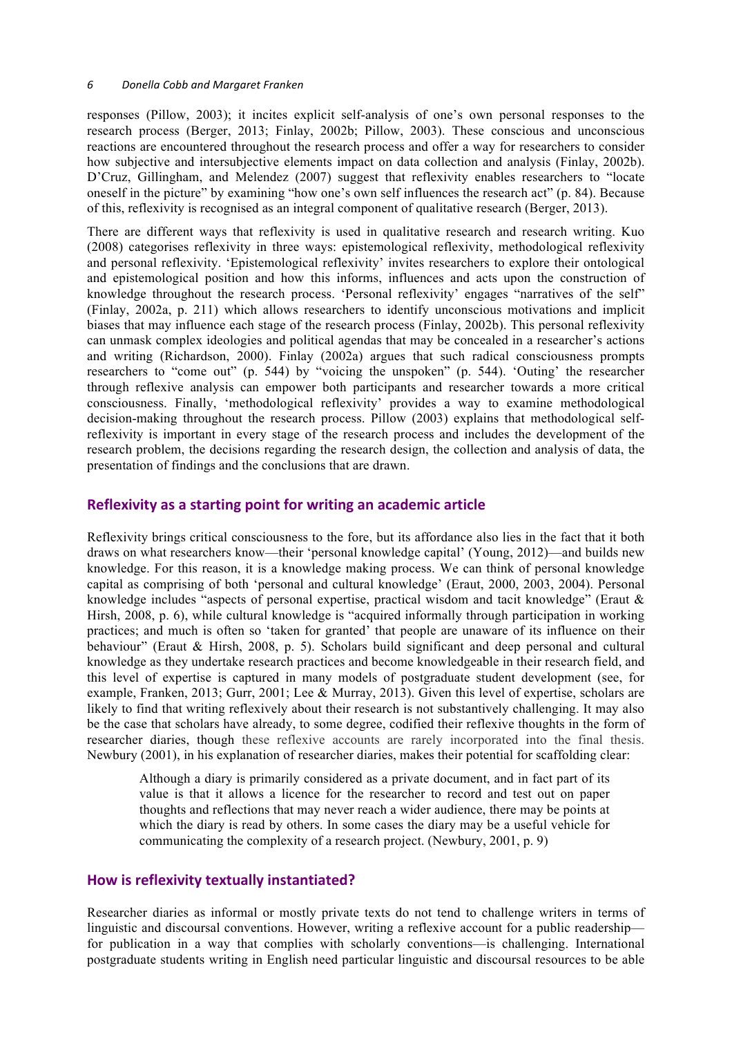responses (Pillow, 2003); it incites explicit self-analysis of one's own personal responses to the research process (Berger, 2013; Finlay, 2002b; Pillow, 2003). These conscious and unconscious reactions are encountered throughout the research process and offer a way for researchers to consider how subjective and intersubjective elements impact on data collection and analysis (Finlay, 2002b). D'Cruz, Gillingham, and Melendez (2007) suggest that reflexivity enables researchers to "locate oneself in the picture" by examining "how one's own self influences the research act" (p. 84). Because of this, reflexivity is recognised as an integral component of qualitative research (Berger, 2013).

There are different ways that reflexivity is used in qualitative research and research writing. Kuo (2008) categorises reflexivity in three ways: epistemological reflexivity, methodological reflexivity and personal reflexivity. 'Epistemological reflexivity' invites researchers to explore their ontological and epistemological position and how this informs, influences and acts upon the construction of knowledge throughout the research process. 'Personal reflexivity' engages "narratives of the self" (Finlay, 2002a, p. 211) which allows researchers to identify unconscious motivations and implicit biases that may influence each stage of the research process (Finlay, 2002b). This personal reflexivity can unmask complex ideologies and political agendas that may be concealed in a researcher's actions and writing (Richardson, 2000). Finlay (2002a) argues that such radical consciousness prompts researchers to "come out" (p. 544) by "voicing the unspoken" (p. 544). 'Outing' the researcher through reflexive analysis can empower both participants and researcher towards a more critical consciousness. Finally, 'methodological reflexivity' provides a way to examine methodological decision-making throughout the research process. Pillow (2003) explains that methodological self-reflexivity is important in every stage of the research process and includes the development of the research problem, the decisions regarding the research design, the collection and analysis of data, the presentation of findings and the conclusions that are drawn.

## Reflexivity as a starting point for writing an academic article

Reflexivity brings critical consciousness to the fore, but its affordance also lies in the fact that it both draws on what researchers know—their 'personal knowledge capital' (Young, 2012)—and builds new knowledge. For this reason, it is a knowledge making process. We can think of personal knowledge capital as comprising of both 'personal and cultural knowledge' (Eraut, 2000, 2003, 2004). Personal knowledge includes "aspects of personal expertise, practical wisdom and tacit knowledge" (Eraut & Hirsh, 2008, p. 6), while cultural knowledge is "acquired informally through participation in working practices; and much is often so 'taken for granted' that people are unaware of its influence on their behaviour" (Eraut & Hirsh, 2008, p. 5). Scholars build significant and deep personal and cultural knowledge as they undertake research practices and become knowledgeable in their research field, and this level of expertise is captured in many models of postgraduate student development (see, for example, Franken, 2013; Gurr, 2001; Lee & Murray, 2013). Given this level of expertise, scholars are likely to find that writing reflexively about their research is not substantively challenging. It may also be the case that scholars have already, to some degree, codified their reflexive thoughts in the form of researcher diaries, though these reflexive accounts are rarely incorporated into the final thesis. Newbury (2001), in his explanation of researcher diaries, makes their potential for scaffolding clear:

> Although a diary is primarily considered as a private document, and in fact part of its value is that it allows a licence for the researcher to record and test out on paper thoughts and reflections that may never reach a wider audience, there may be points at which the diary is read by others. In some cases the diary may be a useful vehicle for communicating the complexity of a research project. (Newbury, 2001, p. 9)

## How is reflexivity textually instantiated?

Researcher diaries as informal or mostly private texts do not tend to challenge writers in terms of linguistic and discoursal conventions. However, writing a reflexive account for a public readership—for publication in a way that complies with scholarly conventions—is challenging. International postgraduate students writing in English need particular linguistic and discoursal resources to be able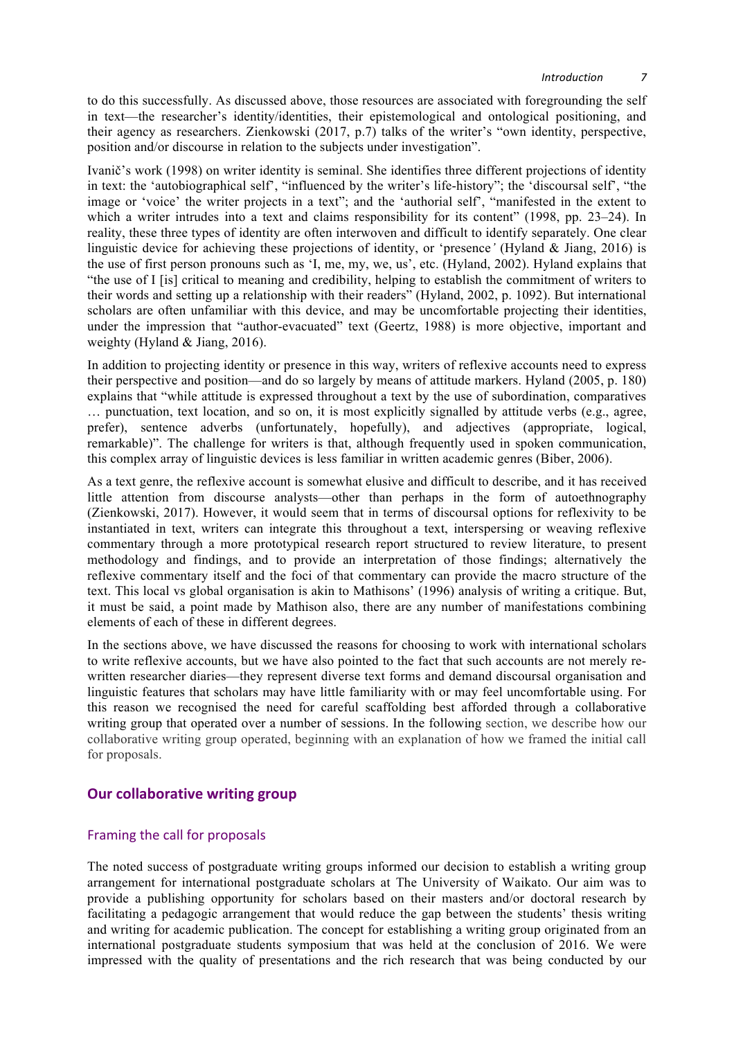to do this successfully. As discussed above, those resources are associated with foregrounding the self in text—the researcher's identity/identities, their epistemological and ontological positioning, and their agency as researchers. Zienkowski (2017, p.7) talks of the writer's "own identity, perspective, position and/or discourse in relation to the subjects under investigation".

Ivanič's work (1998) on writer identity is seminal. She identifies three different projections of identity in text: the 'autobiographical self', "influenced by the writer's life-history"; the 'discoursal self', "the image or 'voice' the writer projects in a text"; and the 'authorial self', "manifested in the extent to which a writer intrudes into a text and claims responsibility for its content" (1998, pp. 23–24). In reality, these three types of identity are often interwoven and difficult to identify separately. One clear linguistic device for achieving these projections of identity, or 'presence*'* (Hyland & Jiang, 2016) is the use of first person pronouns such as 'I, me, my, we, us', etc. (Hyland, 2002). Hyland explains that "the use of I [is] critical to meaning and credibility, helping to establish the commitment of writers to their words and setting up a relationship with their readers" (Hyland, 2002, p. 1092). But international scholars are often unfamiliar with this device, and may be uncomfortable projecting their identities, under the impression that "author-evacuated" text (Geertz, 1988) is more objective, important and weighty (Hyland & Jiang, 2016).

In addition to projecting identity or presence in this way, writers of reflexive accounts need to express their perspective and position—and do so largely by means of attitude markers. Hyland (2005, p. 180) explains that "while attitude is expressed throughout a text by the use of subordination, comparatives … punctuation, text location, and so on, it is most explicitly signalled by attitude verbs (e.g., agree, prefer), sentence adverbs (unfortunately, hopefully), and adjectives (appropriate, logical, remarkable)". The challenge for writers is that, although frequently used in spoken communication, this complex array of linguistic devices is less familiar in written academic genres (Biber, 2006).

As a text genre, the reflexive account is somewhat elusive and difficult to describe, and it has received little attention from discourse analysts—other than perhaps in the form of autoethnography (Zienkowski, 2017). However, it would seem that in terms of discoursal options for reflexivity to be instantiated in text, writers can integrate this throughout a text, interspersing or weaving reflexive commentary through a more prototypical research report structured to review literature, to present methodology and findings, and to provide an interpretation of those findings; alternatively the reflexive commentary itself and the foci of that commentary can provide the macro structure of the text. This local vs global organisation is akin to Mathisons' (1996) analysis of writing a critique. But, it must be said, a point made by Mathison also, there are any number of manifestations combining elements of each of these in different degrees.

In the sections above, we have discussed the reasons for choosing to work with international scholars to write reflexive accounts, but we have also pointed to the fact that such accounts are not merely re-written researcher diaries—they represent diverse text forms and demand discoursal organisation and linguistic features that scholars may have little familiarity with or may feel uncomfortable using. For this reason we recognised the need for careful scaffolding best afforded through a collaborative writing group that operated over a number of sessions. In the following section, we describe how our collaborative writing group operated, beginning with an explanation of how we framed the initial call for proposals.

## Our collaborative writing group

### Framing the call for proposals

The noted success of postgraduate writing groups informed our decision to establish a writing group arrangement for international postgraduate scholars at The University of Waikato. Our aim was to provide a publishing opportunity for scholars based on their masters and/or doctoral research by facilitating a pedagogic arrangement that would reduce the gap between the students' thesis writing and writing for academic publication. The concept for establishing a writing group originated from an international postgraduate students symposium that was held at the conclusion of 2016. We were impressed with the quality of presentations and the rich research that was being conducted by our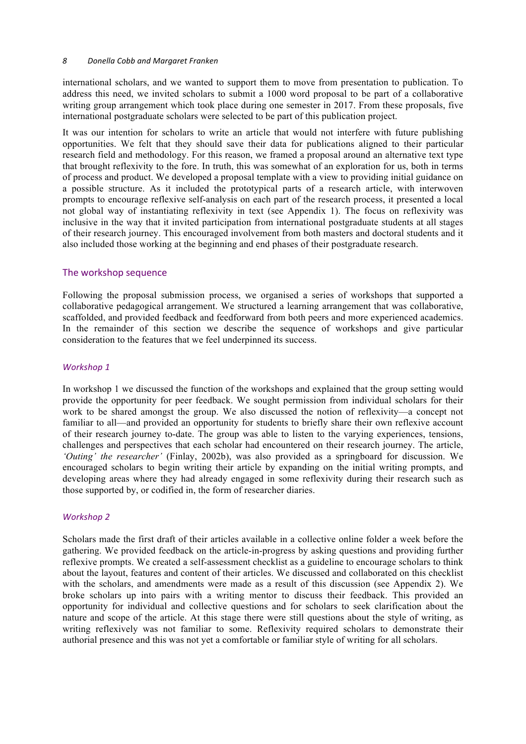international scholars, and we wanted to support them to move from presentation to publication. To address this need, we invited scholars to submit a 1000 word proposal to be part of a collaborative writing group arrangement which took place during one semester in 2017. From these proposals, five international postgraduate scholars were selected to be part of this publication project.

It was our intention for scholars to write an article that would not interfere with future publishing opportunities. We felt that they should save their data for publications aligned to their particular research field and methodology. For this reason, we framed a proposal around an alternative text type that brought reflexivity to the fore. In truth, this was somewhat of an exploration for us, both in terms of process and product. We developed a proposal template with a view to providing initial guidance on a possible structure. As it included the prototypical parts of a research article, with interwoven prompts to encourage reflexive self-analysis on each part of the research process, it presented a local not global way of instantiating reflexivity in text (see Appendix 1). The focus on reflexivity was inclusive in the way that it invited participation from international postgraduate students at all stages of their research journey. This encouraged involvement from both masters and doctoral students and it also included those working at the beginning and end phases of their postgraduate research.

## The workshop sequence

Following the proposal submission process, we organised a series of workshops that supported a collaborative pedagogical arrangement. We structured a learning arrangement that was collaborative, scaffolded, and provided feedback and feedforward from both peers and more experienced academics. In the remainder of this section we describe the sequence of workshops and give particular consideration to the features that we feel underpinned its success.

### *Workshop 1*

In workshop 1 we discussed the function of the workshops and explained that the group setting would provide the opportunity for peer feedback. We sought permission from individual scholars for their work to be shared amongst the group. We also discussed the notion of reflexivity—a concept not familiar to all—and provided an opportunity for students to briefly share their own reflexive account of their research journey to-date. The group was able to listen to the varying experiences, tensions, challenges and perspectives that each scholar had encountered on their research journey. The article, *'Outing' the researcher'* (Finlay, 2002b), was also provided as a springboard for discussion. We encouraged scholars to begin writing their article by expanding on the initial writing prompts, and developing areas where they had already engaged in some reflexivity during their research such as those supported by, or codified in, the form of researcher diaries.

### *Workshop 2*

Scholars made the first draft of their articles available in a collective online folder a week before the gathering. We provided feedback on the article-in-progress by asking questions and providing further reflexive prompts. We created a self-assessment checklist as a guideline to encourage scholars to think about the layout, features and content of their articles. We discussed and collaborated on this checklist with the scholars, and amendments were made as a result of this discussion (see Appendix 2). We broke scholars up into pairs with a writing mentor to discuss their feedback. This provided an opportunity for individual and collective questions and for scholars to seek clarification about the nature and scope of the article. At this stage there were still questions about the style of writing, as writing reflexively was not familiar to some. Reflexivity required scholars to demonstrate their authorial presence and this was not yet a comfortable or familiar style of writing for all scholars.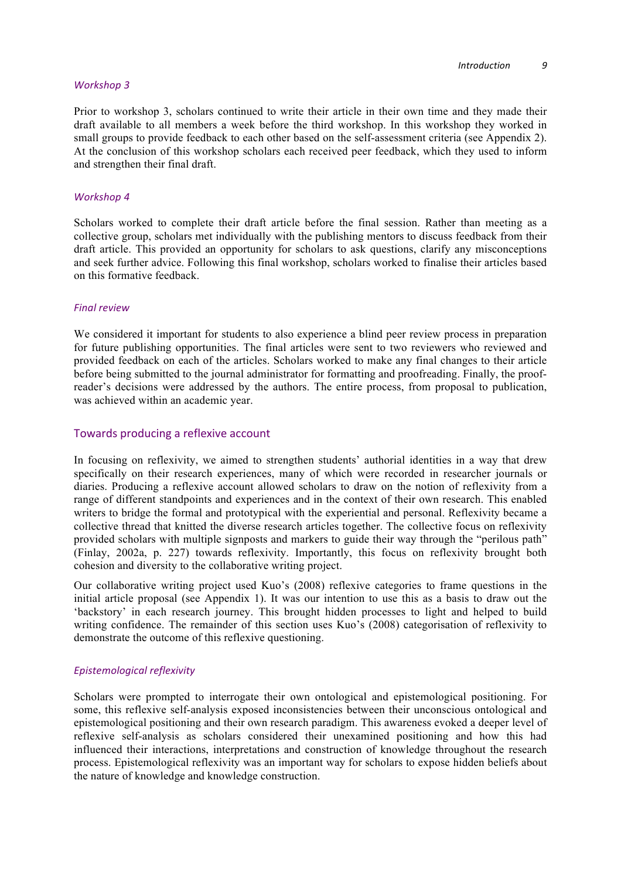### *Workshop 3*

Prior to workshop 3, scholars continued to write their article in their own time and they made their draft available to all members a week before the third workshop. In this workshop they worked in small groups to provide feedback to each other based on the self-assessment criteria (see Appendix 2). At the conclusion of this workshop scholars each received peer feedback, which they used to inform and strengthen their final draft.

### *Workshop 4*

Scholars worked to complete their draft article before the final session. Rather than meeting as a collective group, scholars met individually with the publishing mentors to discuss feedback from their draft article. This provided an opportunity for scholars to ask questions, clarify any misconceptions and seek further advice. Following this final workshop, scholars worked to finalise their articles based on this formative feedback.

### *Final review*

We considered it important for students to also experience a blind peer review process in preparation for future publishing opportunities. The final articles were sent to two reviewers who reviewed and provided feedback on each of the articles. Scholars worked to make any final changes to their article before being submitted to the journal administrator for formatting and proofreading. Finally, the proof-reader's decisions were addressed by the authors. The entire process, from proposal to publication, was achieved within an academic year.

## Towards producing a reflexive account

In focusing on reflexivity, we aimed to strengthen students' authorial identities in a way that drew specifically on their research experiences, many of which were recorded in researcher journals or diaries. Producing a reflexive account allowed scholars to draw on the notion of reflexivity from a range of different standpoints and experiences and in the context of their own research. This enabled writers to bridge the formal and prototypical with the experiential and personal. Reflexivity became a collective thread that knitted the diverse research articles together. The collective focus on reflexivity provided scholars with multiple signposts and markers to guide their way through the "perilous path" (Finlay, 2002a, p. 227) towards reflexivity. Importantly, this focus on reflexivity brought both cohesion and diversity to the collaborative writing project.

Our collaborative writing project used Kuo's (2008) reflexive categories to frame questions in the initial article proposal (see Appendix 1). It was our intention to use this as a basis to draw out the 'backstory' in each research journey. This brought hidden processes to light and helped to build writing confidence. The remainder of this section uses Kuo's (2008) categorisation of reflexivity to demonstrate the outcome of this reflexive questioning.

### *Epistemological reflexivity*

Scholars were prompted to interrogate their own ontological and epistemological positioning. For some, this reflexive self-analysis exposed inconsistencies between their unconscious ontological and epistemological positioning and their own research paradigm. This awareness evoked a deeper level of reflexive self-analysis as scholars considered their unexamined positioning and how this had influenced their interactions, interpretations and construction of knowledge throughout the research process. Epistemological reflexivity was an important way for scholars to expose hidden beliefs about the nature of knowledge and knowledge construction.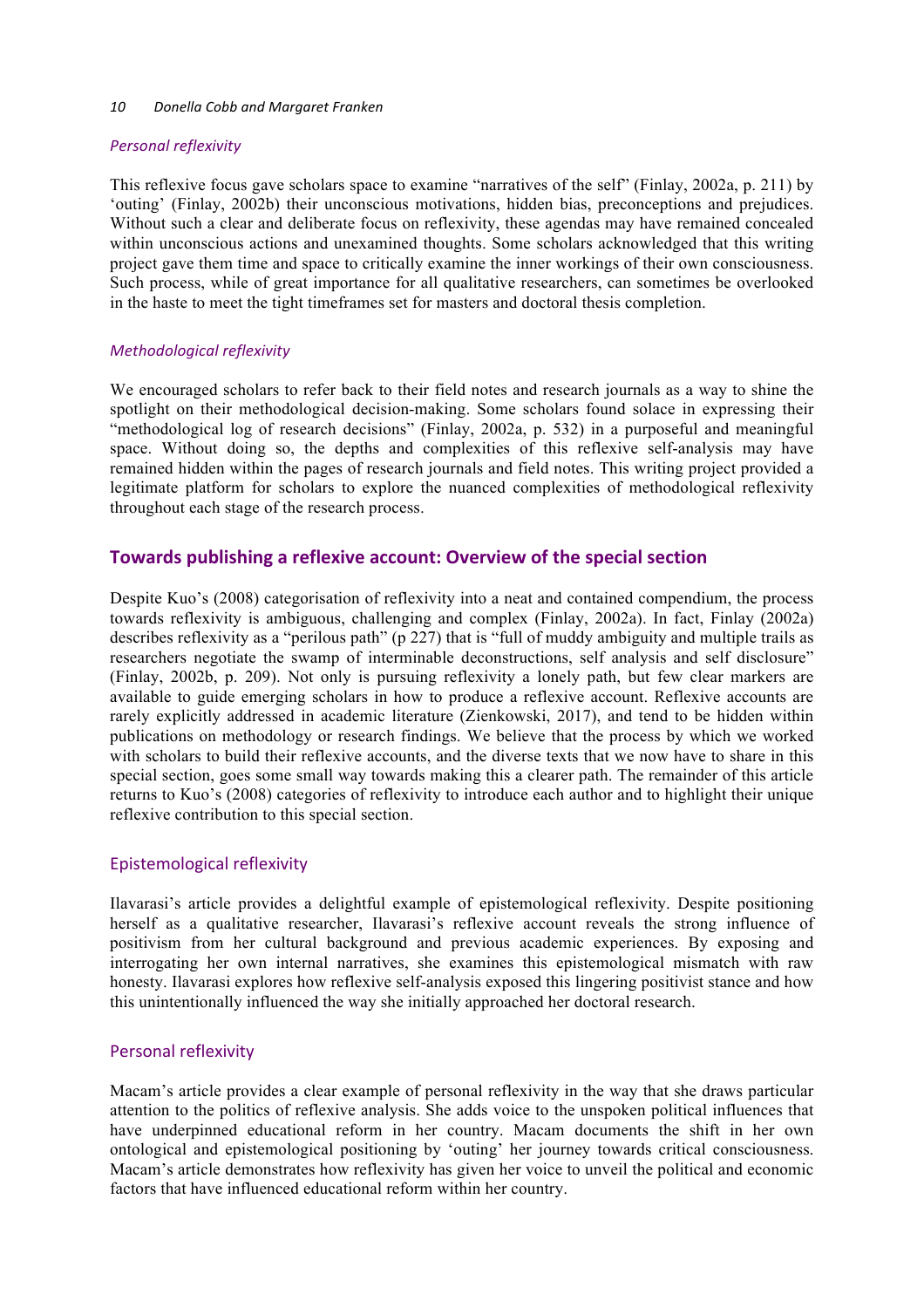### *Personal reflexivity*

This reflexive focus gave scholars space to examine "narratives of the self" (Finlay, 2002a, p. 211) by 'outing' (Finlay, 2002b) their unconscious motivations, hidden bias, preconceptions and prejudices. Without such a clear and deliberate focus on reflexivity, these agendas may have remained concealed within unconscious actions and unexamined thoughts. Some scholars acknowledged that this writing project gave them time and space to critically examine the inner workings of their own consciousness. Such process, while of great importance for all qualitative researchers, can sometimes be overlooked in the haste to meet the tight timeframes set for masters and doctoral thesis completion.

### *Methodological reflexivity*

We encouraged scholars to refer back to their field notes and research journals as a way to shine the spotlight on their methodological decision-making. Some scholars found solace in expressing their "methodological log of research decisions" (Finlay, 2002a, p. 532) in a purposeful and meaningful space. Without doing so, the depths and complexities of this reflexive self-analysis may have remained hidden within the pages of research journals and field notes. This writing project provided a legitimate platform for scholars to explore the nuanced complexities of methodological reflexivity throughout each stage of the research process.

## Towards publishing a reflexive account: Overview of the special section

Despite Kuo's (2008) categorisation of reflexivity into a neat and contained compendium, the process towards reflexivity is ambiguous, challenging and complex (Finlay, 2002a). In fact, Finlay (2002a) describes reflexivity as a "perilous path" (p 227) that is "full of muddy ambiguity and multiple trails as researchers negotiate the swamp of interminable deconstructions, self analysis and self disclosure" (Finlay, 2002b, p. 209). Not only is pursuing reflexivity a lonely path, but few clear markers are available to guide emerging scholars in how to produce a reflexive account. Reflexive accounts are rarely explicitly addressed in academic literature (Zienkowski, 2017), and tend to be hidden within publications on methodology or research findings. We believe that the process by which we worked with scholars to build their reflexive accounts, and the diverse texts that we now have to share in this special section, goes some small way towards making this a clearer path. The remainder of this article returns to Kuo's (2008) categories of reflexivity to introduce each author and to highlight their unique reflexive contribution to this special section.

### Epistemological reflexivity

Ilavarasi's article provides a delightful example of epistemological reflexivity. Despite positioning herself as a qualitative researcher, Ilavarasi's reflexive account reveals the strong influence of positivism from her cultural background and previous academic experiences. By exposing and interrogating her own internal narratives, she examines this epistemological mismatch with raw honesty. Ilavarasi explores how reflexive self-analysis exposed this lingering positivist stance and how this unintentionally influenced the way she initially approached her doctoral research.

### Personal reflexivity

Macam's article provides a clear example of personal reflexivity in the way that she draws particular attention to the politics of reflexive analysis. She adds voice to the unspoken political influences that have underpinned educational reform in her country. Macam documents the shift in her own ontological and epistemological positioning by 'outing' her journey towards critical consciousness. Macam's article demonstrates how reflexivity has given her voice to unveil the political and economic factors that have influenced educational reform within her country.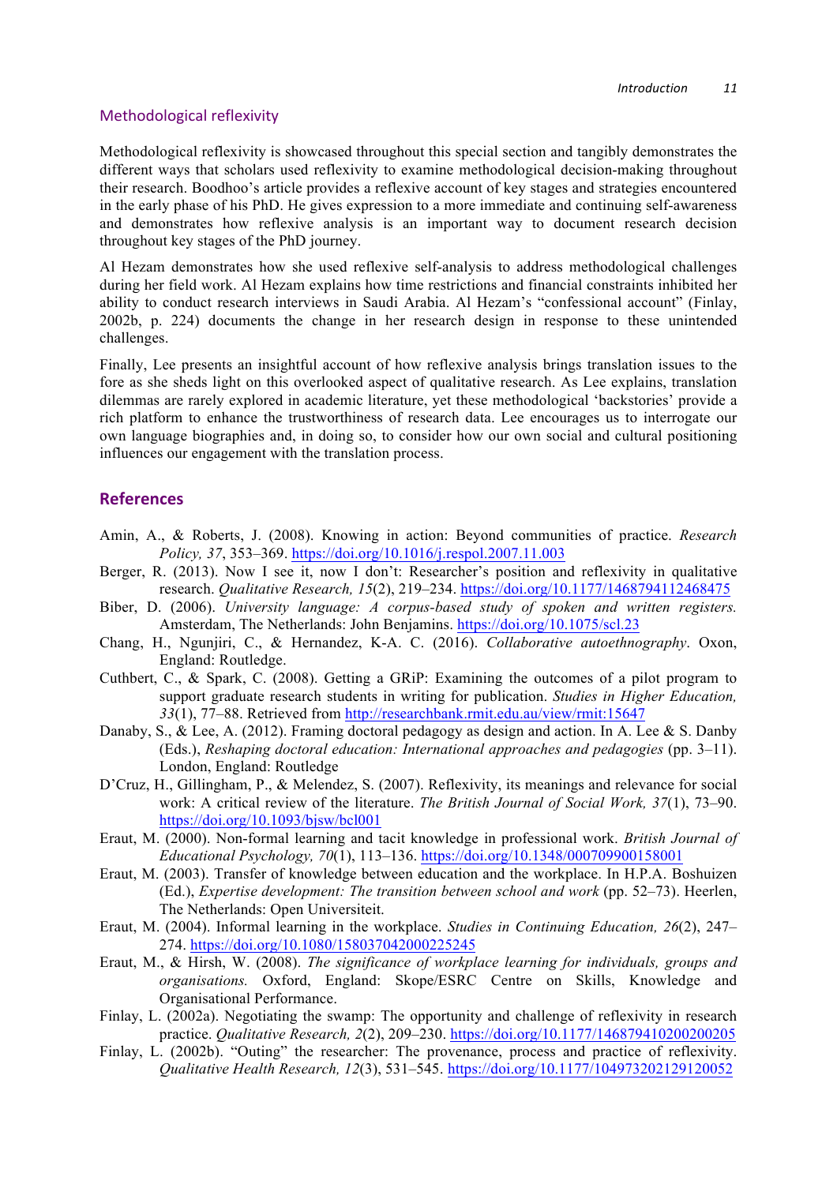### Methodological reflexivity

Methodological reflexivity is showcased throughout this special section and tangibly demonstrates the different ways that scholars used reflexivity to examine methodological decision-making throughout their research. Boodhoo's article provides a reflexive account of key stages and strategies encountered in the early phase of his PhD. He gives expression to a more immediate and continuing self-awareness and demonstrates how reflexive analysis is an important way to document research decision throughout key stages of the PhD journey.

Al Hezam demonstrates how she used reflexive self-analysis to address methodological challenges during her field work. Al Hezam explains how time restrictions and financial constraints inhibited her ability to conduct research interviews in Saudi Arabia. Al Hezam's "confessional account" (Finlay, 2002b, p. 224) documents the change in her research design in response to these unintended challenges.

Finally, Lee presents an insightful account of how reflexive analysis brings translation issues to the fore as she sheds light on this overlooked aspect of qualitative research. As Lee explains, translation dilemmas are rarely explored in academic literature, yet these methodological 'backstories' provide a rich platform to enhance the trustworthiness of research data. Lee encourages us to interrogate our own language biographies and, in doing so, to consider how our own social and cultural positioning influences our engagement with the translation process.

## References

Amin, A., & Roberts, J. (2008). Knowing in action: Beyond communities of practice. *Research Policy, 37*, 353–369. https://doi.org/10.1016/j.respol.2007.11.003

Berger, R. (2013). Now I see it, now I don't: Researcher's position and reflexivity in qualitative research. *Qualitative Research, 15*(2), 219–234. https://doi.org/10.1177/1468794112468475

Biber, D. (2006). *University language: A corpus-based study of spoken and written registers.* Amsterdam, The Netherlands: John Benjamins. https://doi.org/10.1075/scl.23

Chang, H., Ngunjiri, C., & Hernandez, K-A. C. (2016). *Collaborative autoethnography*. Oxon, England: Routledge.

Cuthbert, C., & Spark, C. (2008). Getting a GRiP: Examining the outcomes of a pilot program to support graduate research students in writing for publication. *Studies in Higher Education, 33*(1), 77–88. Retrieved from http://researchbank.rmit.edu.au/view/rmit:15647

Danaby, S., & Lee, A. (2012). Framing doctoral pedagogy as design and action. In A. Lee & S. Danby (Eds.), *Reshaping doctoral education: International approaches and pedagogies* (pp. 3–11). London, England: Routledge

D'Cruz, H., Gillingham, P., & Melendez, S. (2007). Reflexivity, its meanings and relevance for social work: A critical review of the literature. *The British Journal of Social Work, 37*(1), 73–90. https://doi.org/10.1093/bjsw/bcl001

Eraut, M. (2000). Non-formal learning and tacit knowledge in professional work. *British Journal of Educational Psychology, 70*(1), 113–136. https://doi.org/10.1348/000709900158001

Eraut, M. (2003). Transfer of knowledge between education and the workplace. In H.P.A. Boshuizen (Ed.), *Expertise development: The transition between school and work* (pp. 52–73). Heerlen, The Netherlands: Open Universiteit.

Eraut, M. (2004). Informal learning in the workplace. *Studies in Continuing Education, 26*(2), 247–274. https://doi.org/10.1080/158037042000225245

Eraut, M., & Hirsh, W. (2008). *The significance of workplace learning for individuals, groups and organisations.* Oxford, England: Skope/ESRC Centre on Skills, Knowledge and Organisational Performance.

Finlay, L. (2002a). Negotiating the swamp: The opportunity and challenge of reflexivity in research practice. *Qualitative Research, 2*(2), 209–230. https://doi.org/10.1177/146879410200200205

Finlay, L. (2002b). "Outing" the researcher: The provenance, process and practice of reflexivity. *Qualitative Health Research, 12*(3), 531–545. https://doi.org/10.1177/104973202129120052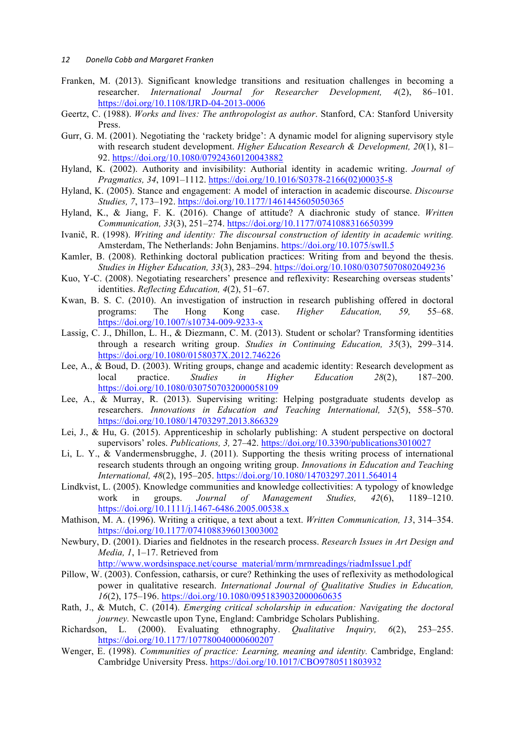Franken, M. (2013). Significant knowledge transitions and resituation challenges in becoming a researcher. *International Journal for Researcher Development, 4*(2), 86–101. https://doi.org/10.1108/IJRD-04-2013-0006

Geertz, C. (1988). *Works and lives: The anthropologist as author*. Stanford, CA: Stanford University Press.

Gurr, G. M. (2001). Negotiating the 'rackety bridge': A dynamic model for aligning supervisory style with research student development. *Higher Education Research & Development, 20*(1), 81–92. https://doi.org/10.1080/07924360120043882

Hyland, K. (2002). Authority and invisibility: Authorial identity in academic writing. *Journal of Pragmatics, 34*, 1091–1112. https://doi.org/10.1016/S0378-2166(02)00035-8

Hyland, K. (2005). Stance and engagement: A model of interaction in academic discourse. *Discourse Studies, 7*, 173–192. https://doi.org/10.1177/1461445605050365

Hyland, K., & Jiang, F. K. (2016). Change of attitude? A diachronic study of stance. *Written Communication, 33*(3), 251–274. https://doi.org/10.1177/0741088316650399

Ivanič, R. (1998). *Writing and identity: The discoursal construction of identity in academic writing.* Amsterdam, The Netherlands: John Benjamins. https://doi.org/10.1075/swll.5

Kamler, B. (2008). Rethinking doctoral publication practices: Writing from and beyond the thesis. *Studies in Higher Education, 33*(3), 283–294. https://doi.org/10.1080/03075070802049236

Kuo, Y-C. (2008). Negotiating researchers' presence and reflexivity: Researching overseas students' identities. *Reflecting Education, 4*(2), 51–67.

Kwan, B. S. C. (2010). An investigation of instruction in research publishing offered in doctoral programs: The Hong Kong case. *Higher Education, 59,* 55–68. https://doi.org/10.1007/s10734-009-9233-x

Lassig, C. J., Dhillon, L. H., & Diezmann, C. M. (2013). Student or scholar? Transforming identities through a research writing group. *Studies in Continuing Education, 35*(3), 299–314. https://doi.org/10.1080/0158037X.2012.746226

Lee, A., & Boud, D. (2003). Writing groups, change and academic identity: Research development as local practice. *Studies in Higher Education 28*(2), 187–200. https://doi.org/10.1080/0307507032000058109

Lee, A., & Murray, R. (2013). Supervising writing: Helping postgraduate students develop as researchers. *Innovations in Education and Teaching International, 52*(5), 558–570. https://doi.org/10.1080/14703297.2013.866329

Lei, J., & Hu, G. (2015). Apprenticeship in scholarly publishing: A student perspective on doctoral supervisors' roles. *Publications, 3,* 27–42. https://doi.org/10.3390/publications3010027

Li, L. Y., & Vandermensbrugghe, J. (2011). Supporting the thesis writing process of international research students through an ongoing writing group. *Innovations in Education and Teaching International, 48*(2), 195–205. https://doi.org/10.1080/14703297.2011.564014

Lindkvist, L. (2005). Knowledge communities and knowledge collectivities: A typology of knowledge work in groups. *Journal of Management Studies, 42*(6), 1189–1210. https://doi.org/10.1111/j.1467-6486.2005.00538.x

Mathison, M. A. (1996). Writing a critique, a text about a text. *Written Communication, 13*, 314–354. https://doi.org/10.1177/0741088396013003002

Newbury, D. (2001). Diaries and fieldnotes in the research process. *Research Issues in Art Design and Media, 1*, 1–17. Retrieved from http://www.wordsinspace.net/course_material/mrm/mrmreadings/riadmIssue1.pdf

Pillow, W. (2003). Confession, catharsis, or cure? Rethinking the uses of reflexivity as methodological power in qualitative research. *International Journal of Qualitative Studies in Education, 16*(2), 175–196. https://doi.org/10.1080/0951839032000060635

Rath, J., & Mutch, C. (2014). *Emerging critical scholarship in education: Navigating the doctoral journey.* Newcastle upon Tyne, England: Cambridge Scholars Publishing.

Richardson, L. (2000). Evaluating ethnography. *Qualitative Inquiry, 6*(2), 253–255. https://doi.org/10.1177/107780040000600207

Wenger, E. (1998). *Communities of practice: Learning, meaning and identity.* Cambridge, England: Cambridge University Press. https://doi.org/10.1017/CBO9780511803932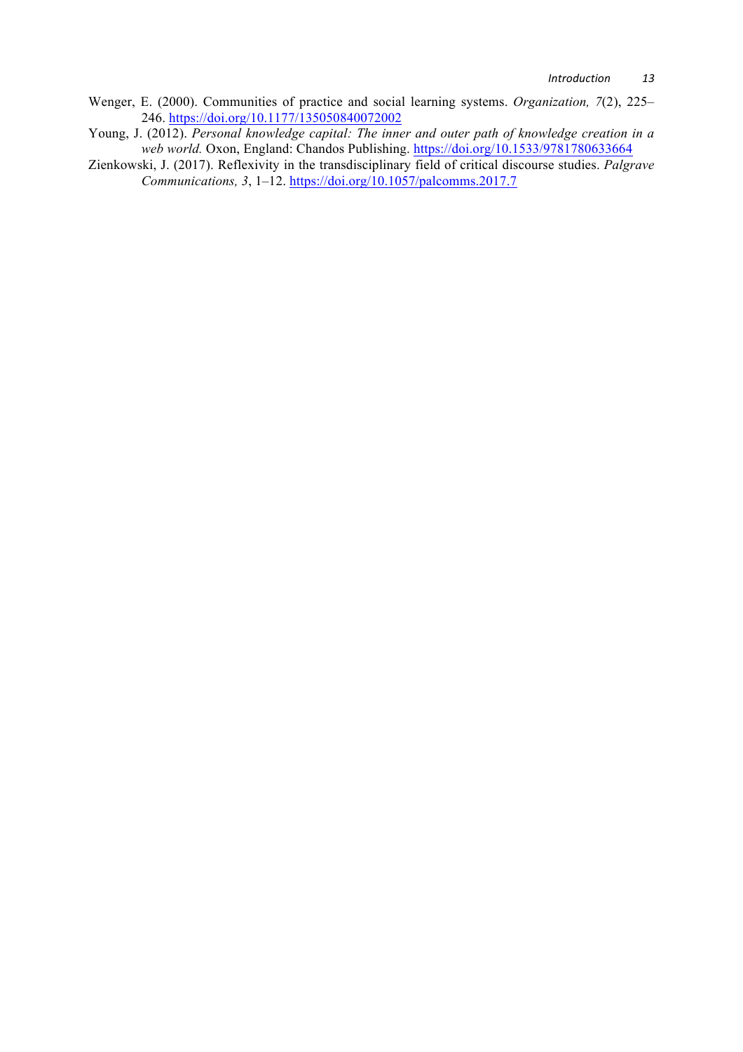Wenger, E. (2000). Communities of practice and social learning systems. *Organization, 7*(2), 225–246. https://doi.org/10.1177/135050840072002

Young, J. (2012). *Personal knowledge capital: The inner and outer path of knowledge creation in a web world.* Oxon, England: Chandos Publishing. https://doi.org/10.1533/9781780633664

Zienkowski, J. (2017). Reflexivity in the transdisciplinary field of critical discourse studies. *Palgrave Communications, 3*, 1–12. https://doi.org/10.1057/palcomms.2017.7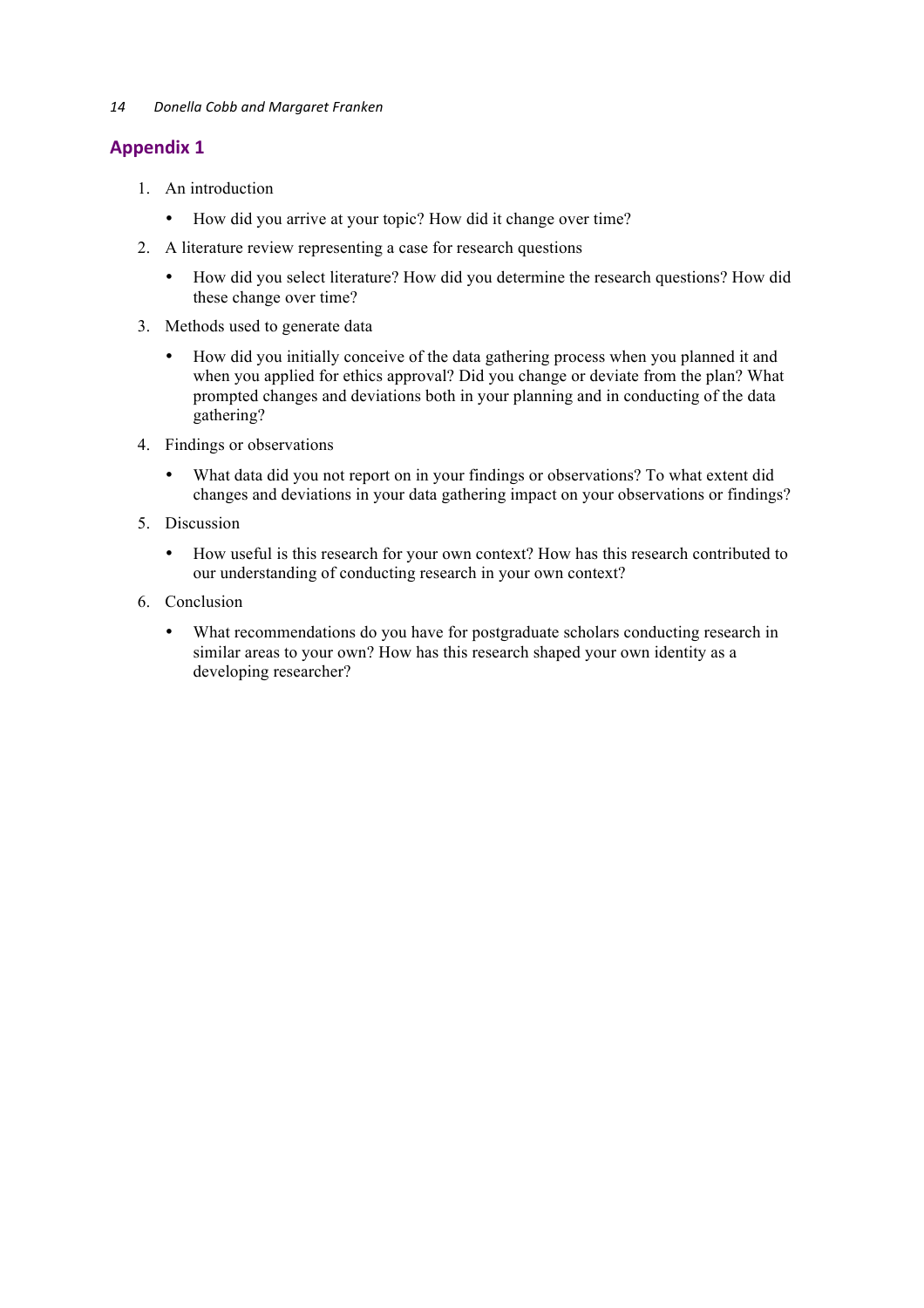## Appendix 1

1. An introduction
   - How did you arrive at your topic? How did it change over time?
2. A literature review representing a case for research questions
   - How did you select literature? How did you determine the research questions? How did these change over time?
3. Methods used to generate data
   - How did you initially conceive of the data gathering process when you planned it and when you applied for ethics approval? Did you change or deviate from the plan? What prompted changes and deviations both in your planning and in conducting of the data gathering?
4. Findings or observations
   - What data did you not report on in your findings or observations? To what extent did changes and deviations in your data gathering impact on your observations or findings?
5. Discussion
   - How useful is this research for your own context? How has this research contributed to our understanding of conducting research in your own context?
6. Conclusion
   - What recommendations do you have for postgraduate scholars conducting research in similar areas to your own? How has this research shaped your own identity as a developing researcher?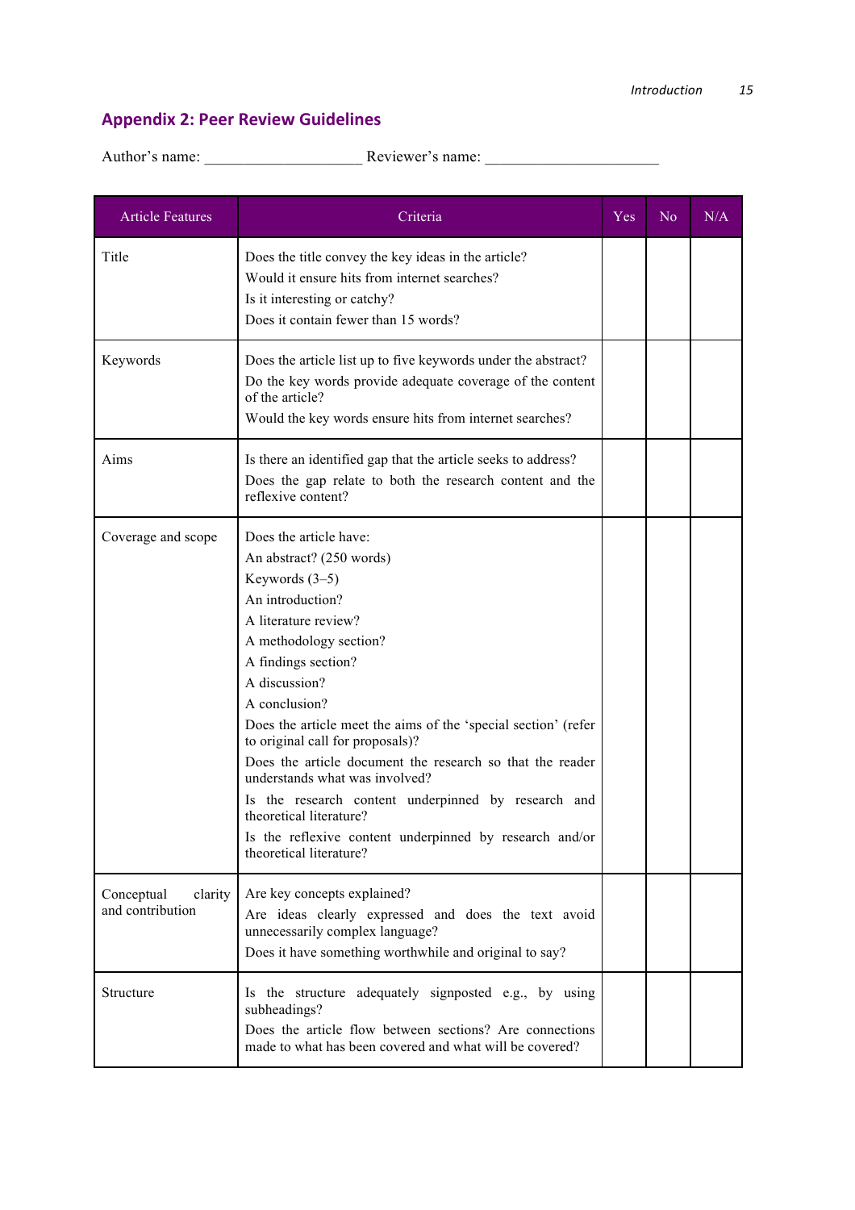## Appendix 2: Peer Review Guidelines

Author's name: ____________________ Reviewer's name: ______________________

| Article Features | Criteria | Yes | No | N/A |
|---|---|---|---|---|
| Title | Does the title convey the key ideas in the article?<br>Would it ensure hits from internet searches?<br>Is it interesting or catchy?<br>Does it contain fewer than 15 words? | | | |
| Keywords | Does the article list up to five keywords under the abstract?<br>Do the key words provide adequate coverage of the content of the article?<br>Would the key words ensure hits from internet searches? | | | |
| Aims | Is there an identified gap that the article seeks to address?<br>Does the gap relate to both the research content and the reflexive content? | | | |
| Coverage and scope | Does the article have:<br>An abstract? (250 words)<br>Keywords (3–5)<br>An introduction?<br>A literature review?<br>A methodology section?<br>A findings section?<br>A discussion?<br>A conclusion?<br>Does the article meet the aims of the 'special section' (refer to original call for proposals)?<br>Does the article document the research so that the reader understands what was involved?<br>Is the research content underpinned by research and theoretical literature?<br>Is the reflexive content underpinned by research and/or theoretical literature? | | | |
| Conceptual clarity and contribution | Are key concepts explained?<br>Are ideas clearly expressed and does the text avoid unnecessarily complex language?<br>Does it have something worthwhile and original to say? | | | |
| Structure | Is the structure adequately signposted e.g., by using subheadings?<br>Does the article flow between sections? Are connections made to what has been covered and what will be covered? | | | |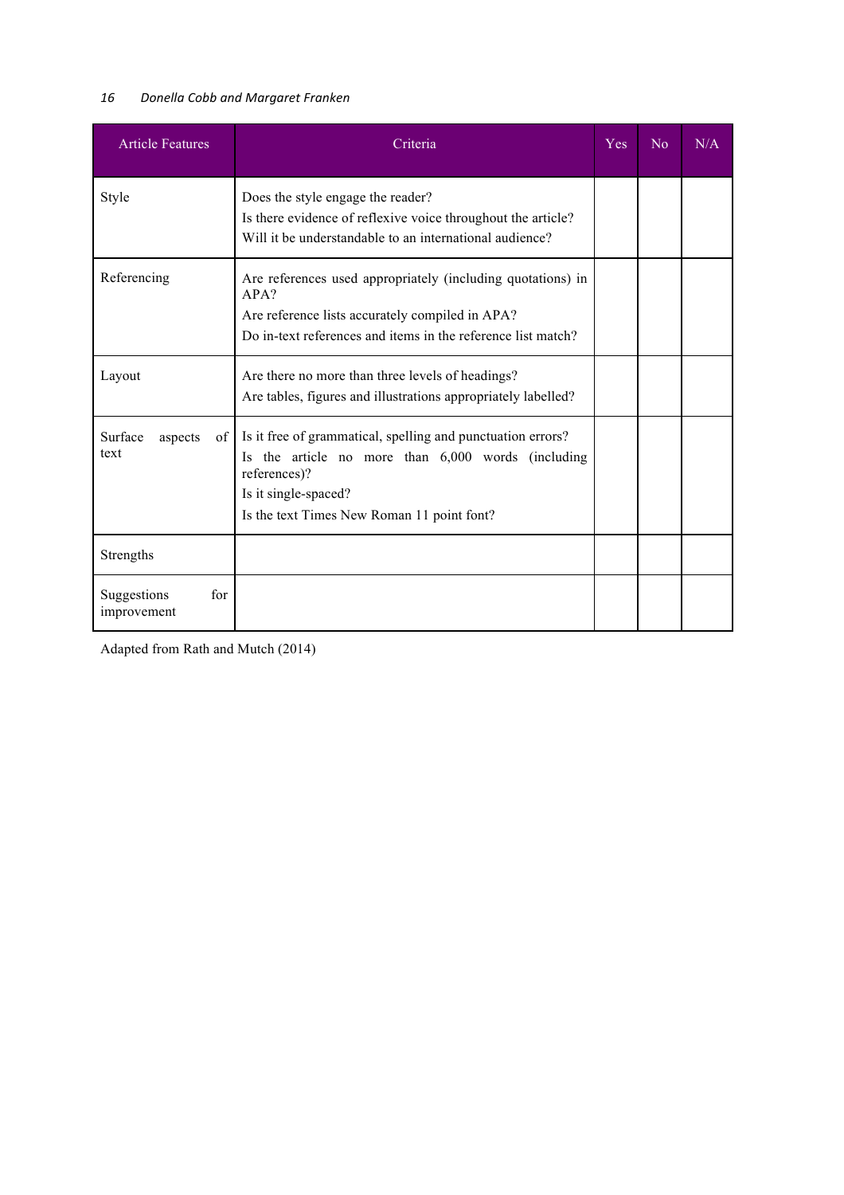| Article Features | Criteria | Yes | No | N/A |
|---|---|---|---|---|
| Style | Does the style engage the reader?<br>Is there evidence of reflexive voice throughout the article?<br>Will it be understandable to an international audience? | | | |
| Referencing | Are references used appropriately (including quotations) in APA?<br>Are reference lists accurately compiled in APA?<br>Do in-text references and items in the reference list match? | | | |
| Layout | Are there no more than three levels of headings?<br>Are tables, figures and illustrations appropriately labelled? | | | |
| Surface aspects of text | Is it free of grammatical, spelling and punctuation errors?<br>Is the article no more than 6,000 words (including references)?<br>Is it single-spaced?<br>Is the text Times New Roman 11 point font? | | | |
| Strengths | | | | |
| Suggestions for improvement | | | | |

Adapted from Rath and Mutch (2014)